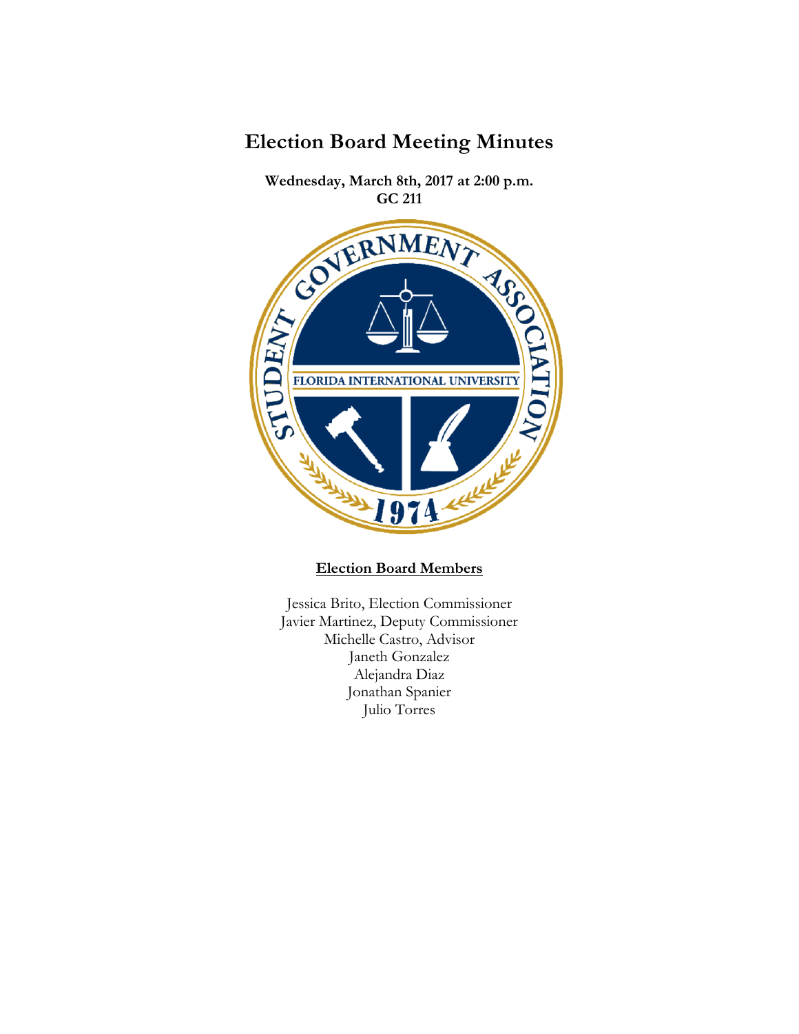# Election Board Meeting Minutes

**Wednesday, March 8th, 2017 at 2:00 p.m.**
**GC 211**

**Election Board Members**

Jessica Brito, Election Commissioner
Javier Martinez, Deputy Commissioner
Michelle Castro, Advisor
Janeth Gonzalez
Alejandra Diaz
Jonathan Spanier
Julio Torres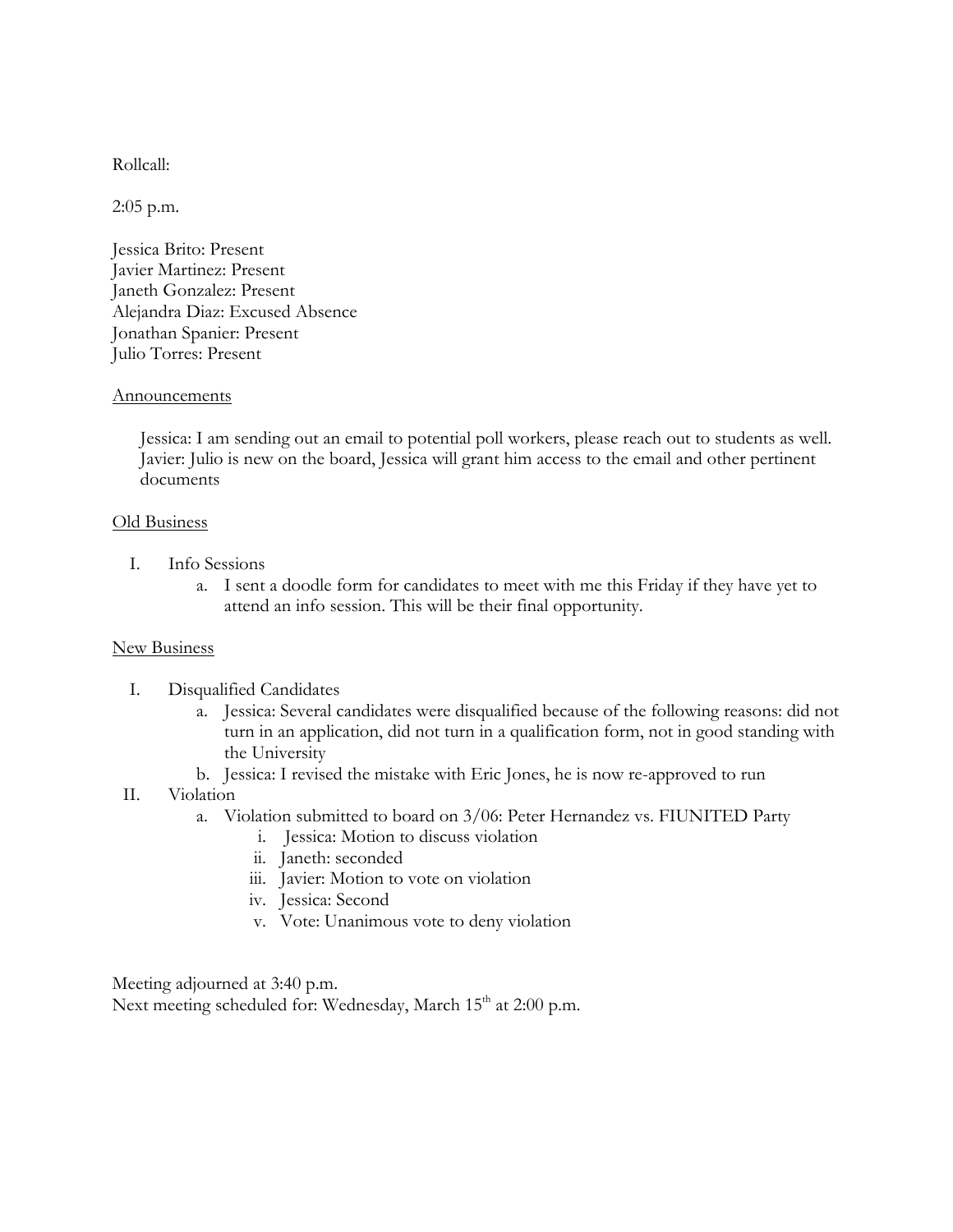Rollcall:

2:05 p.m.

Jessica Brito: Present
Javier Martinez: Present
Janeth Gonzalez: Present
Alejandra Diaz: Excused Absence
Jonathan Spanier: Present
Julio Torres: Present

Announcements

Jessica: I am sending out an email to potential poll workers, please reach out to students as well.
Javier: Julio is new on the board, Jessica will grant him access to the email and other pertinent documents

Old Business

I. Info Sessions
   a. I sent a doodle form for candidates to meet with me this Friday if they have yet to attend an info session. This will be their final opportunity.

New Business

I. Disqualified Candidates
   a. Jessica: Several candidates were disqualified because of the following reasons: did not turn in an application, did not turn in a qualification form, not in good standing with the University
   b. Jessica: I revised the mistake with Eric Jones, he is now re-approved to run
II. Violation
   a. Violation submitted to board on 3/06: Peter Hernandez vs. FIUNITED Party
      i. Jessica: Motion to discuss violation
      ii. Janeth: seconded
      iii. Javier: Motion to vote on violation
      iv. Jessica: Second
      v. Vote: Unanimous vote to deny violation

Meeting adjourned at 3:40 p.m.
Next meeting scheduled for: Wednesday, March 15th at 2:00 p.m.